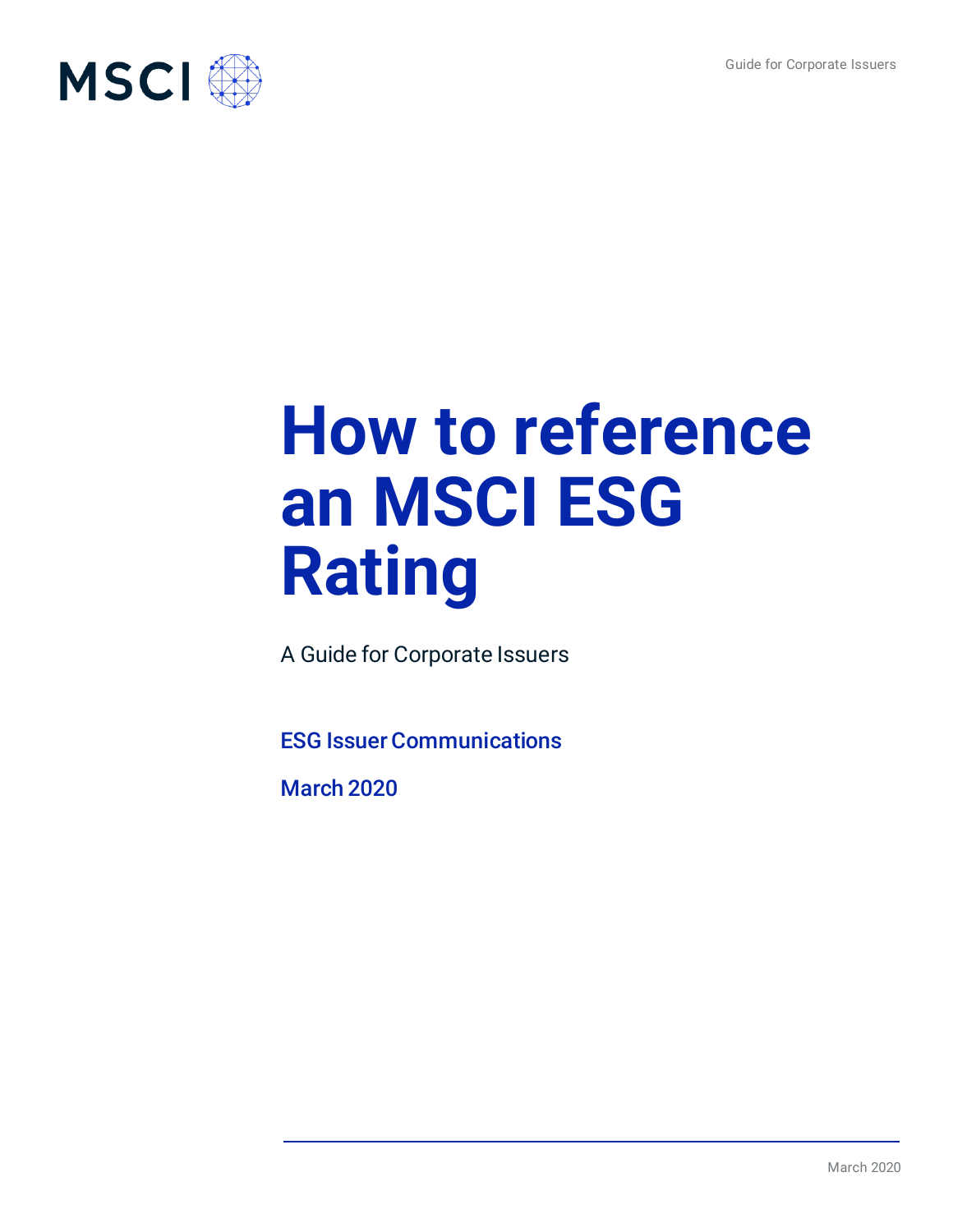# How to reference an MSCI ESG Rating

A Guide for Corporate Issuers

**ESG Issuer Communications**

**March 2020**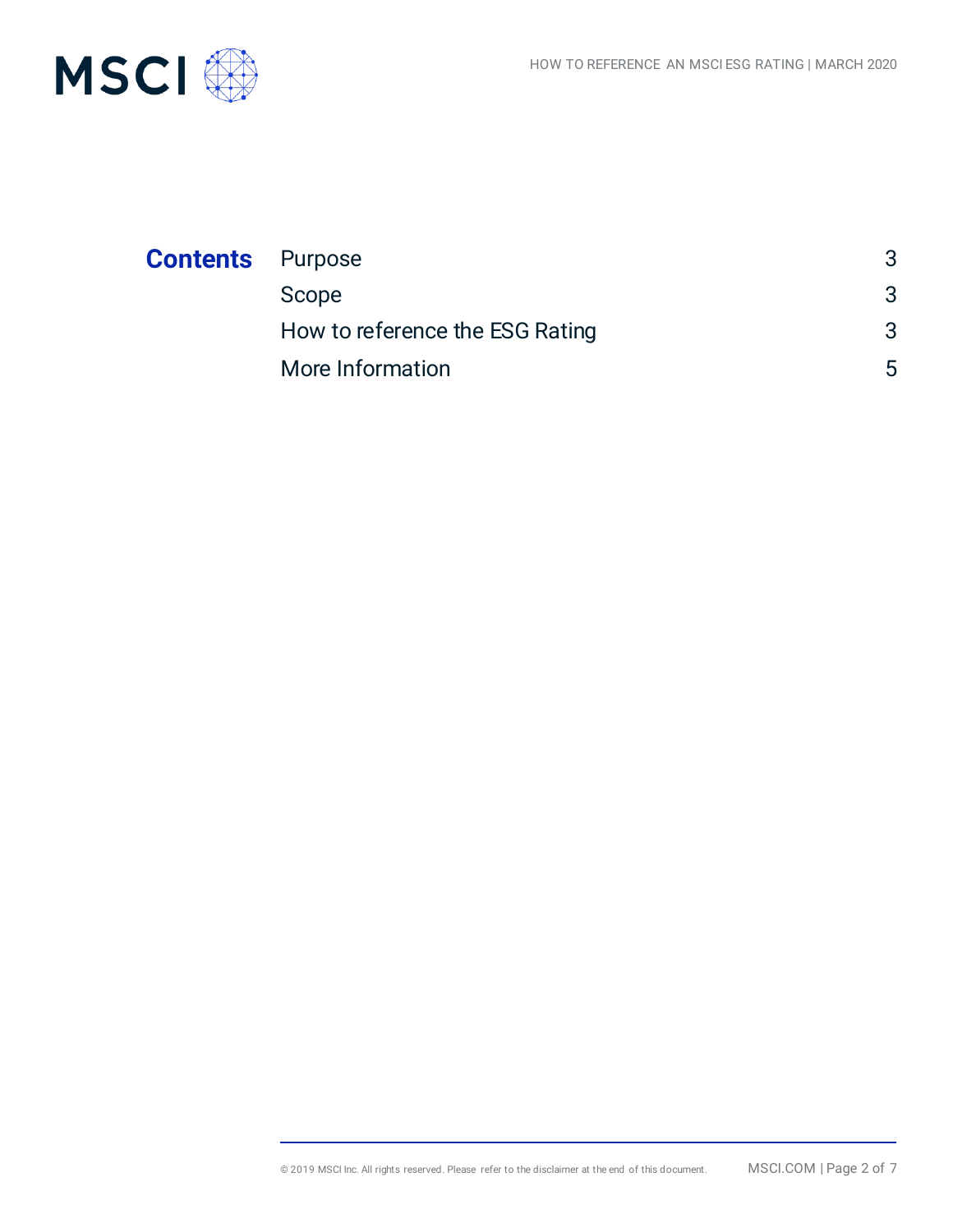## Contents

| | |
|---|---|
| Purpose | 3 |
| Scope | 3 |
| How to reference the ESG Rating | 3 |
| More Information | 5 |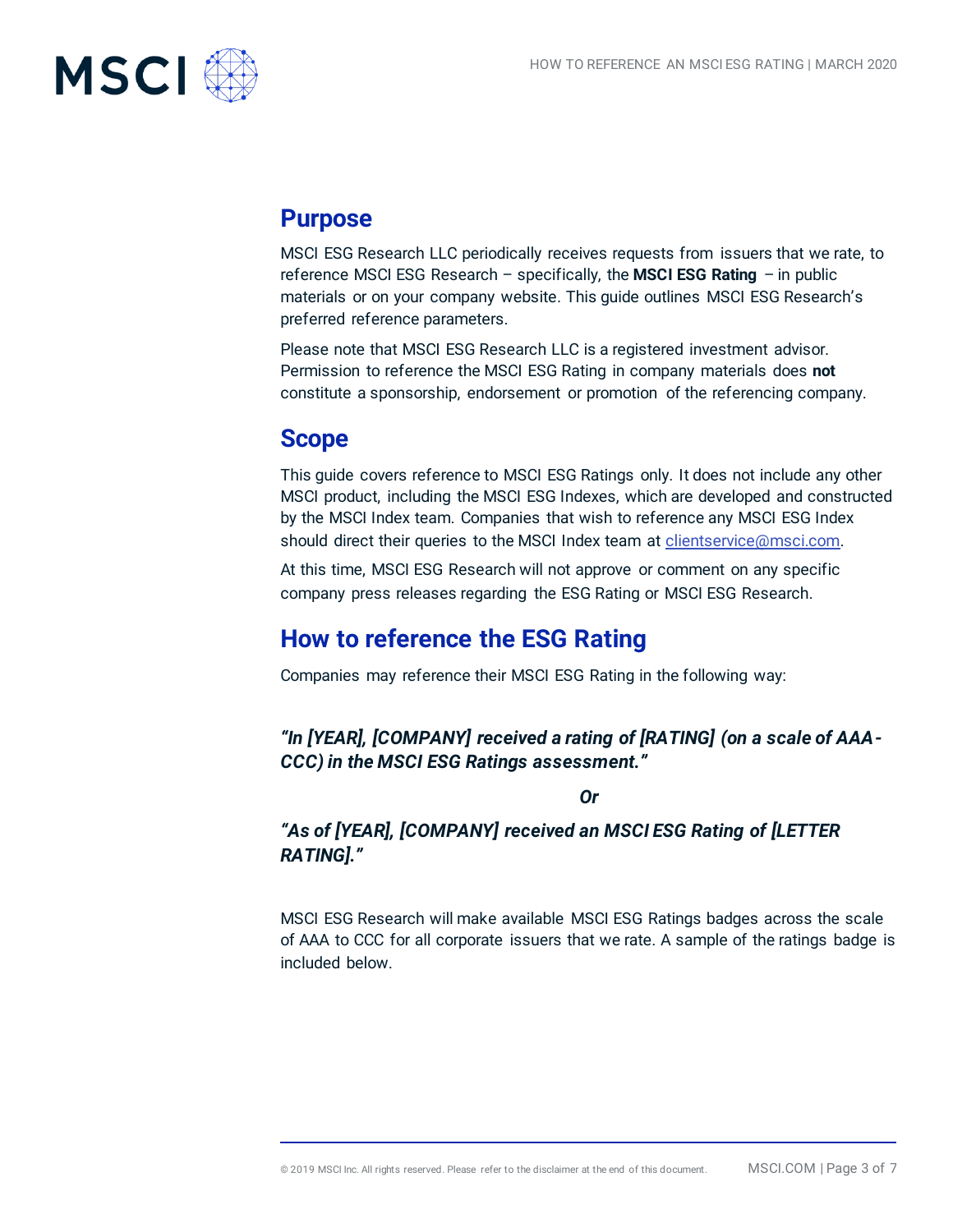## Purpose

MSCI ESG Research LLC periodically receives requests from issuers that we rate, to reference MSCI ESG Research – specifically, the **MSCI ESG Rating** – in public materials or on your company website. This guide outlines MSCI ESG Research's preferred reference parameters.

Please note that MSCI ESG Research LLC is a registered investment advisor. Permission to reference the MSCI ESG Rating in company materials does **not** constitute a sponsorship, endorsement or promotion of the referencing company.

## Scope

This guide covers reference to MSCI ESG Ratings only. It does not include any other MSCI product, including the MSCI ESG Indexes, which are developed and constructed by the MSCI Index team. Companies that wish to reference any MSCI ESG Index should direct their queries to the MSCI Index team at clientservice@msci.com.

At this time, MSCI ESG Research will not approve or comment on any specific company press releases regarding the ESG Rating or MSCI ESG Research.

## How to reference the ESG Rating

Companies may reference their MSCI ESG Rating in the following way:

***"In [YEAR], [COMPANY] received a rating of [RATING] (on a scale of AAA-CCC) in the MSCI ESG Ratings assessment."***

***Or***

***"As of [YEAR], [COMPANY] received an MSCI ESG Rating of [LETTER RATING]."***

MSCI ESG Research will make available MSCI ESG Ratings badges across the scale of AAA to CCC for all corporate issuers that we rate. A sample of the ratings badge is included below.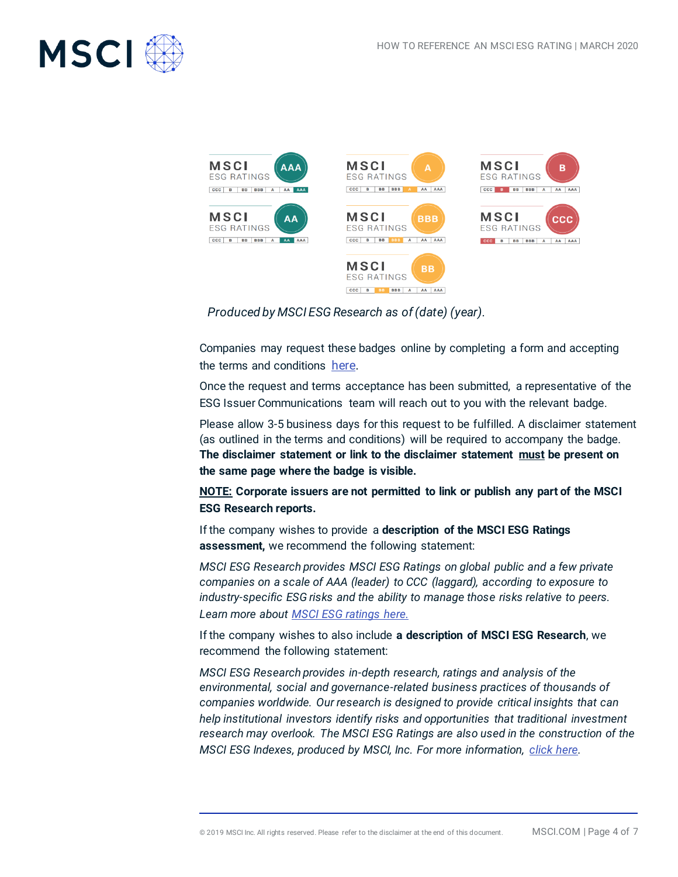*Produced by MSCI ESG Research as of (date) (year).*

Companies may request these badges online by completing a form and accepting the terms and conditions here.

Once the request and terms acceptance has been submitted, a representative of the ESG Issuer Communications team will reach out to you with the relevant badge.

Please allow 3-5 business days for this request to be fulfilled. A disclaimer statement (as outlined in the terms and conditions) will be required to accompany the badge. **The disclaimer statement or link to the disclaimer statement must be present on the same page where the badge is visible.**

**NOTE: Corporate issuers are not permitted to link or publish any part of the MSCI ESG Research reports.**

If the company wishes to provide a **description of the MSCI ESG Ratings assessment,** we recommend the following statement:

*MSCI ESG Research provides MSCI ESG Ratings on global public and a few private companies on a scale of AAA (leader) to CCC (laggard), according to exposure to industry-specific ESG risks and the ability to manage those risks relative to peers. Learn more about MSCI ESG ratings here.*

If the company wishes to also include **a description of MSCI ESG Research**, we recommend the following statement:

*MSCI ESG Research provides in-depth research, ratings and analysis of the environmental, social and governance-related business practices of thousands of companies worldwide. Our research is designed to provide critical insights that can help institutional investors identify risks and opportunities that traditional investment research may overlook. The MSCI ESG Ratings are also used in the construction of the MSCI ESG Indexes, produced by MSCI, Inc. For more information, click here.*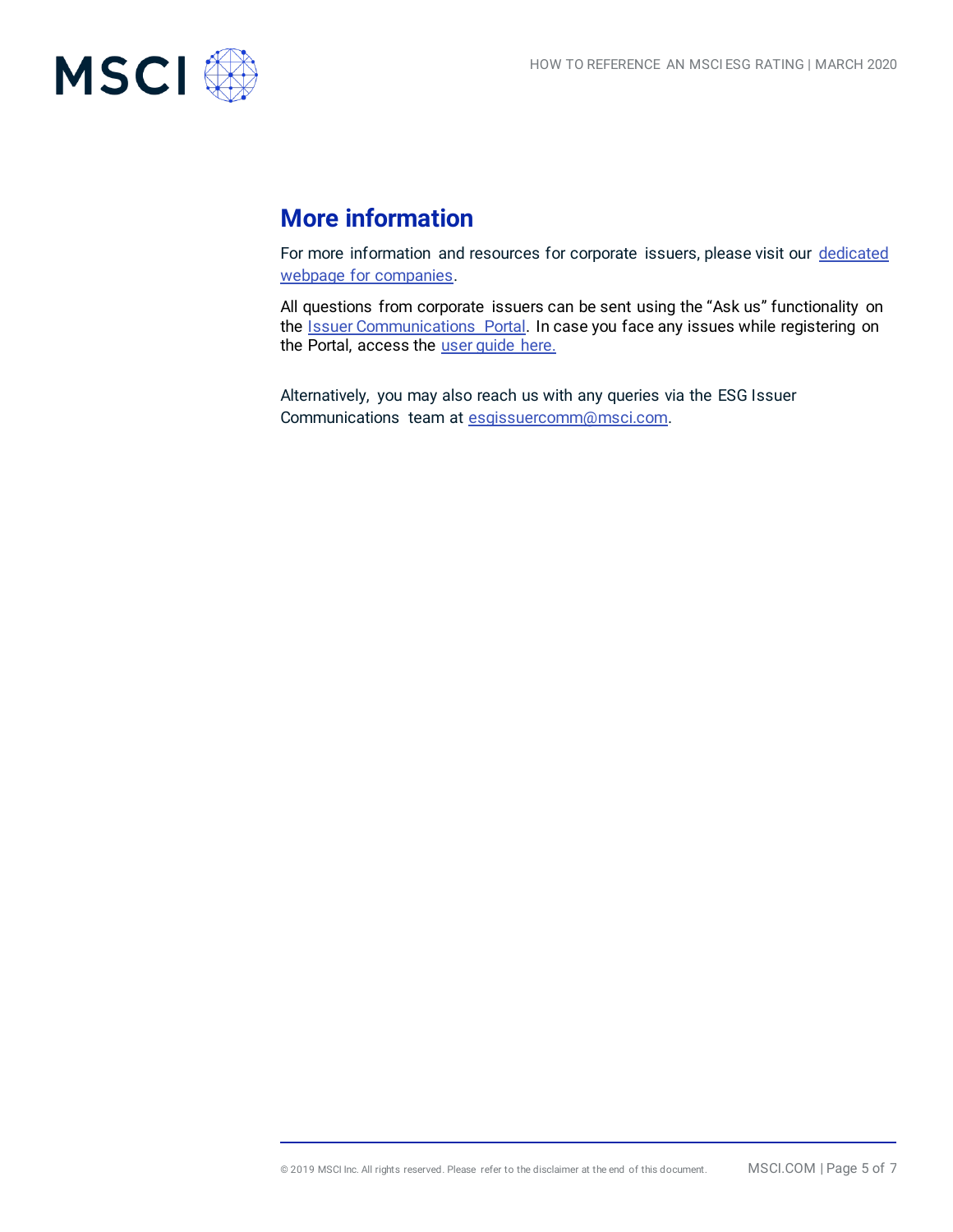## More information

For more information and resources for corporate issuers, please visit our dedicated webpage for companies.

All questions from corporate issuers can be sent using the "Ask us" functionality on the Issuer Communications Portal. In case you face any issues while registering on the Portal, access the user guide here.

Alternatively, you may also reach us with any queries via the ESG Issuer Communications team at esgissuercomm@msci.com.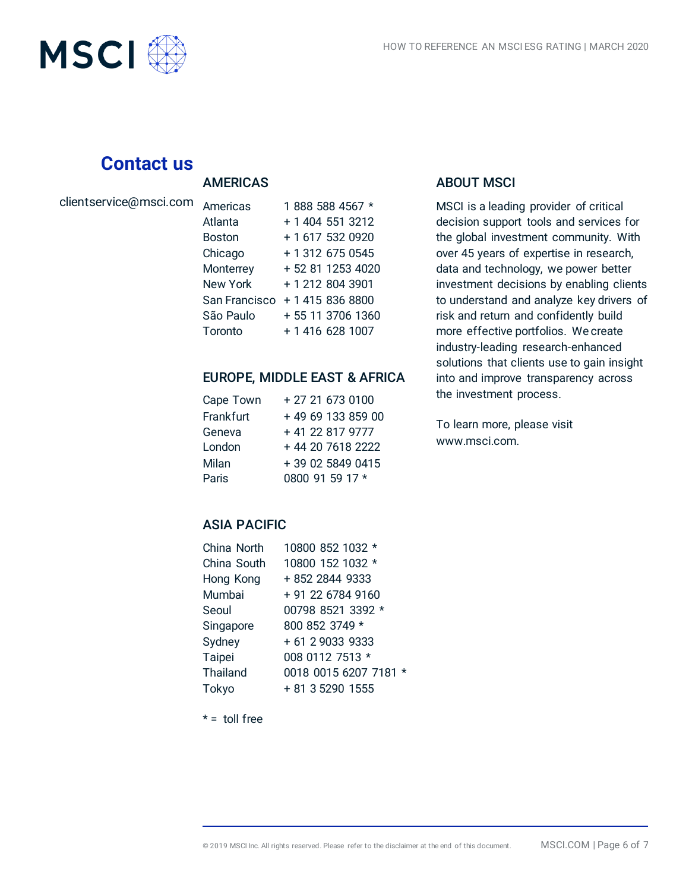## Contact us

clientservice@msci.com

### AMERICAS

| | |
|---|---|
| Americas | 1 888 588 4567 * |
| Atlanta | + 1 404 551 3212 |
| Boston | + 1 617 532 0920 |
| Chicago | + 1 312 675 0545 |
| Monterrey | + 52 81 1253 4020 |
| New York | + 1 212 804 3901 |
| San Francisco | + 1 415 836 8800 |
| São Paulo | + 55 11 3706 1360 |
| Toronto | + 1 416 628 1007 |

### EUROPE, MIDDLE EAST & AFRICA

| | |
|---|---|
| Cape Town | + 27 21 673 0100 |
| Frankfurt | + 49 69 133 859 00 |
| Geneva | + 41 22 817 9777 |
| London | + 44 20 7618 2222 |
| Milan | + 39 02 5849 0415 |
| Paris | 0800 91 59 17 * |

### ASIA PACIFIC

| | |
|---|---|
| China North | 10800 852 1032 * |
| China South | 10800 152 1032 * |
| Hong Kong | + 852 2844 9333 |
| Mumbai | + 91 22 6784 9160 |
| Seoul | 00798 8521 3392 * |
| Singapore | 800 852 3749 * |
| Sydney | + 61 2 9033 9333 |
| Taipei | 008 0112 7513 * |
| Thailand | 0018 0015 6207 7181 * |
| Tokyo | + 81 3 5290 1555 |

* = toll free

### ABOUT MSCI

MSCI is a leading provider of critical decision support tools and services for the global investment community. With over 45 years of expertise in research, data and technology, we power better investment decisions by enabling clients to understand and analyze key drivers of risk and return and confidently build more effective portfolios. We create industry-leading research-enhanced solutions that clients use to gain insight into and improve transparency across the investment process.

To learn more, please visit www.msci.com.

© 2019 MSCI Inc. All rights reserved. Please refer to the disclaimer at the end of this document.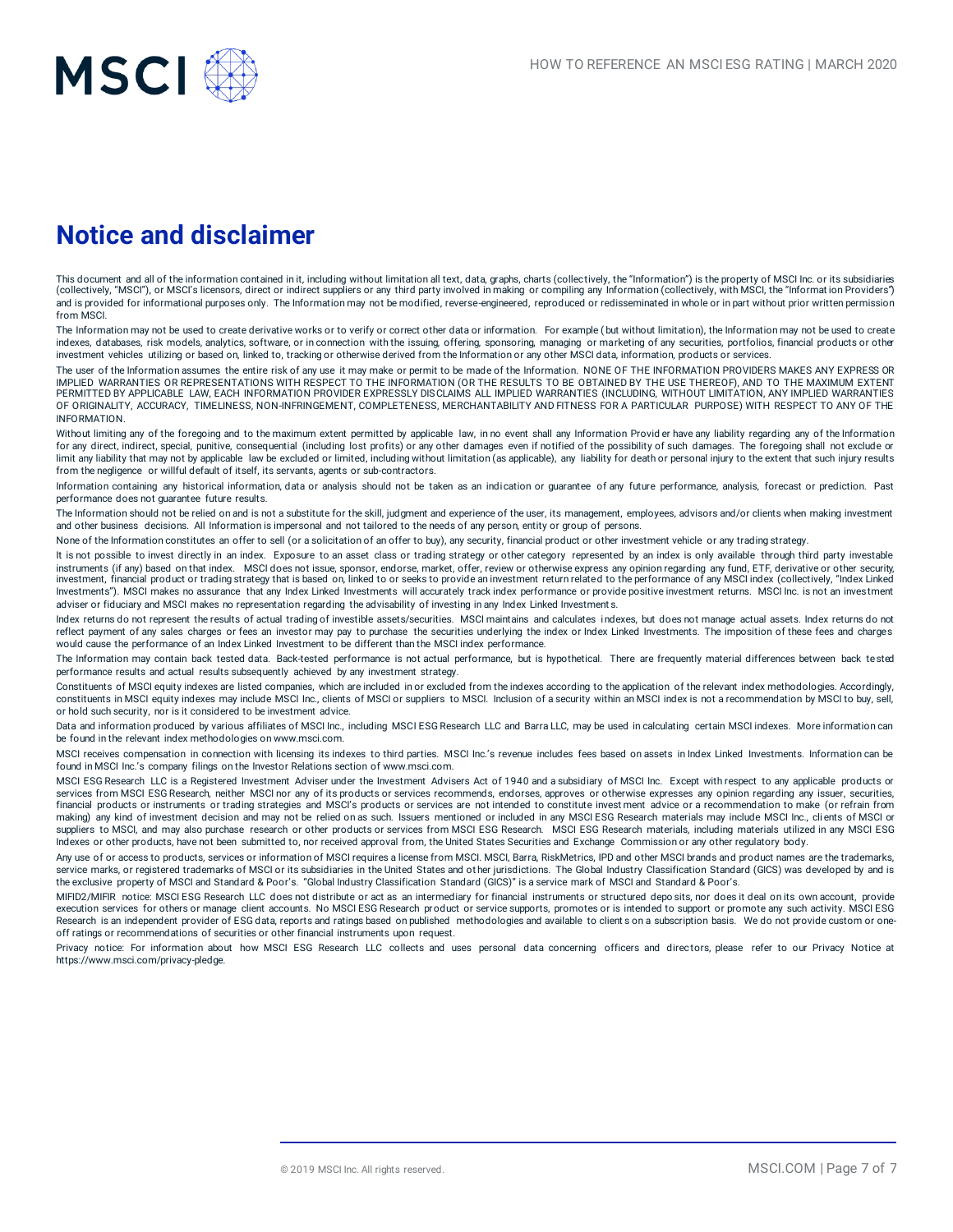# Notice and disclaimer

This document and all of the information contained in it, including without limitation all text, data, graphs, charts (collectively, the "Information") is the property of MSCI Inc. or its subsidiaries (collectively, "MSCI"), or MSCI's licensors, direct or indirect suppliers or any third party involved in making or compiling any Information (collectively, with MSCI, the "Information Providers") and is provided for informational purposes only. The Information may not be modified, reverse-engineered, reproduced or redisseminated in whole or in part without prior written permission from MSCI.

The Information may not be used to create derivative works or to verify or correct other data or information. For example (but without limitation), the Information may not be used to create indexes, databases, risk models, analytics, software, or in connection with the issuing, offering, sponsoring, managing or marketing of any securities, portfolios, financial products or other investment vehicles utilizing or based on, linked to, tracking or otherwise derived from the Information or any other MSCI data, information, products or services.

The user of the Information assumes the entire risk of any use it may make or permit to be made of the Information. NONE OF THE INFORMATION PROVIDERS MAKES ANY EXPRESS OR IMPLIED WARRANTIES OR REPRESENTATIONS WITH RESPECT TO THE INFORMATION (OR THE RESULTS TO BE OBTAINED BY THE USE THEREOF), AND TO THE MAXIMUM EXTENT PERMITTED BY APPLICABLE LAW, EACH INFORMATION PROVIDER EXPRESSLY DISCLAIMS ALL IMPLIED WARRANTIES (INCLUDING, WITHOUT LIMITATION, ANY IMPLIED WARRANTIES OF ORIGINALITY, ACCURACY, TIMELINESS, NON-INFRINGEMENT, COMPLETENESS, MERCHANTABILITY AND FITNESS FOR A PARTICULAR PURPOSE) WITH RESPECT TO ANY OF THE INFORMATION.

Without limiting any of the foregoing and to the maximum extent permitted by applicable law, in no event shall any Information Provider have any liability regarding any of the Information for any direct, indirect, special, punitive, consequential (including lost profits) or any other damages even if notified of the possibility of such damages. The foregoing shall not exclude or limit any liability that may not by applicable law be excluded or limited, including without limitation (as applicable), any liability for death or personal injury to the extent that such injury results from the negligence or willful default of itself, its servants, agents or sub-contractors.

Information containing any historical information, data or analysis should not be taken as an indication or guarantee of any future performance, analysis, forecast or prediction. Past performance does not guarantee future results.

The Information should not be relied on and is not a substitute for the skill, judgment and experience of the user, its management, employees, advisors and/or clients when making investment and other business decisions. All Information is impersonal and not tailored to the needs of any person, entity or group of persons.

None of the Information constitutes an offer to sell (or a solicitation of an offer to buy), any security, financial product or other investment vehicle or any trading strategy.

It is not possible to invest directly in an index. Exposure to an asset class or trading strategy or other category represented by an index is only available through third party investable instruments (if any) based on that index. MSCI does not issue, sponsor, endorse, market, offer, review or otherwise express any opinion regarding any fund, ETF, derivative or other security, investment, financial product or trading strategy that is based on, linked to or seeks to provide an investment return related to the performance of any MSCI index (collectively, "Index Linked Investments"). MSCI makes no assurance that any Index Linked Investments will accurately track index performance or provide positive investment returns. MSCI Inc. is not an investment adviser or fiduciary and MSCI makes no representation regarding the advisability of investing in any Index Linked Investments.

Index returns do not represent the results of actual trading of investible assets/securities. MSCI maintains and calculates indexes, but does not manage actual assets. Index returns do not reflect payment of any sales charges or fees an investor may pay to purchase the securities underlying the index or Index Linked Investments. The imposition of these fees and charges would cause the performance of an Index Linked Investment to be different than the MSCI index performance.

The Information may contain back tested data. Back-tested performance is not actual performance, but is hypothetical. There are frequently material differences between back tested performance results and actual results subsequently achieved by any investment strategy.

Constituents of MSCI equity indexes are listed companies, which are included in or excluded from the indexes according to the application of the relevant index methodologies. Accordingly, constituents in MSCI equity indexes may include MSCI Inc., clients of MSCI or suppliers to MSCI. Inclusion of a security within an MSCI index is not a recommendation by MSCI to buy, sell, or hold such security, nor is it considered to be investment advice.

Data and information produced by various affiliates of MSCI Inc., including MSCI ESG Research LLC and Barra LLC, may be used in calculating certain MSCI indexes. More information can be found in the relevant index methodologies on www.msci.com.

MSCI receives compensation in connection with licensing its indexes to third parties. MSCI Inc.'s revenue includes fees based on assets in Index Linked Investments. Information can be found in MSCI Inc.'s company filings on the Investor Relations section of www.msci.com.

MSCI ESG Research LLC is a Registered Investment Adviser under the Investment Advisers Act of 1940 and a subsidiary of MSCI Inc. Except with respect to any applicable products or services from MSCI ESG Research, neither MSCI nor any of its products or services recommends, endorses, approves or otherwise expresses any opinion regarding any issuer, securities, financial products or instruments or trading strategies and MSCI's products or services are not intended to constitute investment advice or a recommendation to make (or refrain from making) any kind of investment decision and may not be relied on as such. Issuers mentioned or included in any MSCI ESG Research materials may include MSCI Inc., clients of MSCI or suppliers to MSCI, and may also purchase research or other products or services from MSCI ESG Research. MSCI ESG Research materials, including materials utilized in any MSCI ESG Indexes or other products, have not been submitted to, nor received approval from, the United States Securities and Exchange Commission or any other regulatory body.

Any use of or access to products, services or information of MSCI requires a license from MSCI. MSCI, Barra, RiskMetrics, IPD and other MSCI brands and product names are the trademarks, service marks, or registered trademarks of MSCI or its subsidiaries in the United States and other jurisdictions. The Global Industry Classification Standard (GICS) was developed by and is the exclusive property of MSCI and Standard & Poor's. "Global Industry Classification Standard (GICS)" is a service mark of MSCI and Standard & Poor's.

MIFID2/MIFIR notice: MSCI ESG Research LLC does not distribute or act as an intermediary for financial instruments or structured deposits, nor does it deal on its own account, provide execution services for others or manage client accounts. No MSCI ESG Research product or service supports, promotes or is intended to support or promote any such activity. MSCI ESG Research is an independent provider of ESG data, reports and ratings based on published methodologies and available to clients on a subscription basis. We do not provide custom or one-off ratings or recommendations of securities or other financial instruments upon request.

Privacy notice: For information about how MSCI ESG Research LLC collects and uses personal data concerning officers and directors, please refer to our Privacy Notice at https://www.msci.com/privacy-pledge.

© 2019 MSCI Inc. All rights reserved.